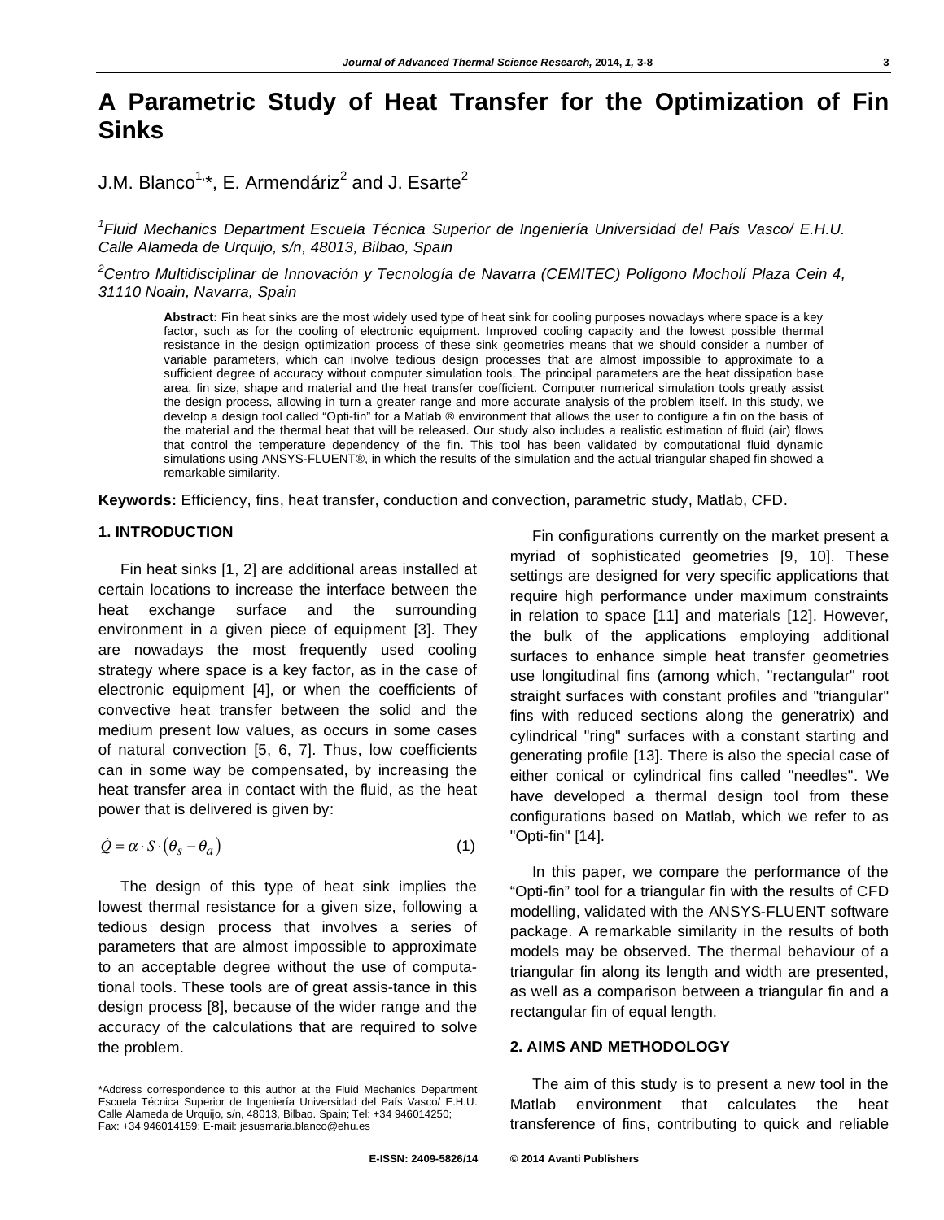# A Parametric Study of Heat Transfer for the Optimization of Fin Sinks

J.M. Blanco[1,*], E. Armendáriz[2] and J. Esarte[2]

*[1]Fluid Mechanics Department Escuela Técnica Superior de Ingeniería Universidad del País Vasco/ E.H.U. Calle Alameda de Urquijo, s/n, 48013, Bilbao, Spain*

*[2]Centro Multidisciplinar de Innovación y Tecnología de Navarra (CEMITEC) Polígono Mocholí Plaza Cein 4, 31110 Noain, Navarra, Spain*

**Abstract:** Fin heat sinks are the most widely used type of heat sink for cooling purposes nowadays where space is a key factor, such as for the cooling of electronic equipment. Improved cooling capacity and the lowest possible thermal resistance in the design optimization process of these sink geometries means that we should consider a number of variable parameters, which can involve tedious design processes that are almost impossible to approximate to a sufficient degree of accuracy without computer simulation tools. The principal parameters are the heat dissipation base area, fin size, shape and material and the heat transfer coefficient. Computer numerical simulation tools greatly assist the design process, allowing in turn a greater range and more accurate analysis of the problem itself. In this study, we develop a design tool called "Opti-fin" for a Matlab ® environment that allows the user to configure a fin on the basis of the material and the thermal heat that will be released. Our study also includes a realistic estimation of fluid (air) flows that control the temperature dependency of the fin. This tool has been validated by computational fluid dynamic simulations using ANSYS-FLUENT®, in which the results of the simulation and the actual triangular shaped fin showed a remarkable similarity.

**Keywords:** Efficiency, fins, heat transfer, conduction and convection, parametric study, Matlab, CFD.

## 1. INTRODUCTION

Fin heat sinks [1, 2] are additional areas installed at certain locations to increase the interface between the heat exchange surface and the surrounding environment in a given piece of equipment [3]. They are nowadays the most frequently used cooling strategy where space is a key factor, as in the case of electronic equipment [4], or when the coefficients of convective heat transfer between the solid and the medium present low values, as occurs in some cases of natural convection [5, 6, 7]. Thus, low coefficients can in some way be compensated, by increasing the heat transfer area in contact with the fluid, as the heat power that is delivered is given by:

$$\dot{Q} = \alpha \cdot S \cdot \left(\theta_s - \theta_a\right) \tag{1}$$

The design of this type of heat sink implies the lowest thermal resistance for a given size, following a tedious design process that involves a series of parameters that are almost impossible to approximate to an acceptable degree without the use of computational tools. These tools are of great assis-tance in this design process [8], because of the wider range and the accuracy of the calculations that are required to solve the problem.

Fin configurations currently on the market present a myriad of sophisticated geometries [9, 10]. These settings are designed for very specific applications that require high performance under maximum constraints in relation to space [11] and materials [12]. However, the bulk of the applications employing additional surfaces to enhance simple heat transfer geometries use longitudinal fins (among which, "rectangular" root straight surfaces with constant profiles and "triangular" fins with reduced sections along the generatrix) and cylindrical "ring" surfaces with a constant starting and generating profile [13]. There is also the special case of either conical or cylindrical fins called "needles". We have developed a thermal design tool from these configurations based on Matlab, which we refer to as "Opti-fin" [14].

In this paper, we compare the performance of the "Opti-fin" tool for a triangular fin with the results of CFD modelling, validated with the ANSYS-FLUENT software package. A remarkable similarity in the results of both models may be observed. The thermal behaviour of a triangular fin along its length and width are presented, as well as a comparison between a triangular fin and a rectangular fin of equal length.

## 2. AIMS AND METHODOLOGY

The aim of this study is to present a new tool in the Matlab environment that calculates the heat transference of fins, contributing to quick and reliable

*Address correspondence to this author at the Fluid Mechanics Department Escuela Técnica Superior de Ingeniería Universidad del País Vasco/ E.H.U. Calle Alameda de Urquijo, s/n, 48013, Bilbao. Spain; Tel: +34 946014250; Fax: +34 946014159; E-mail: jesusmaria.blanco@ehu.es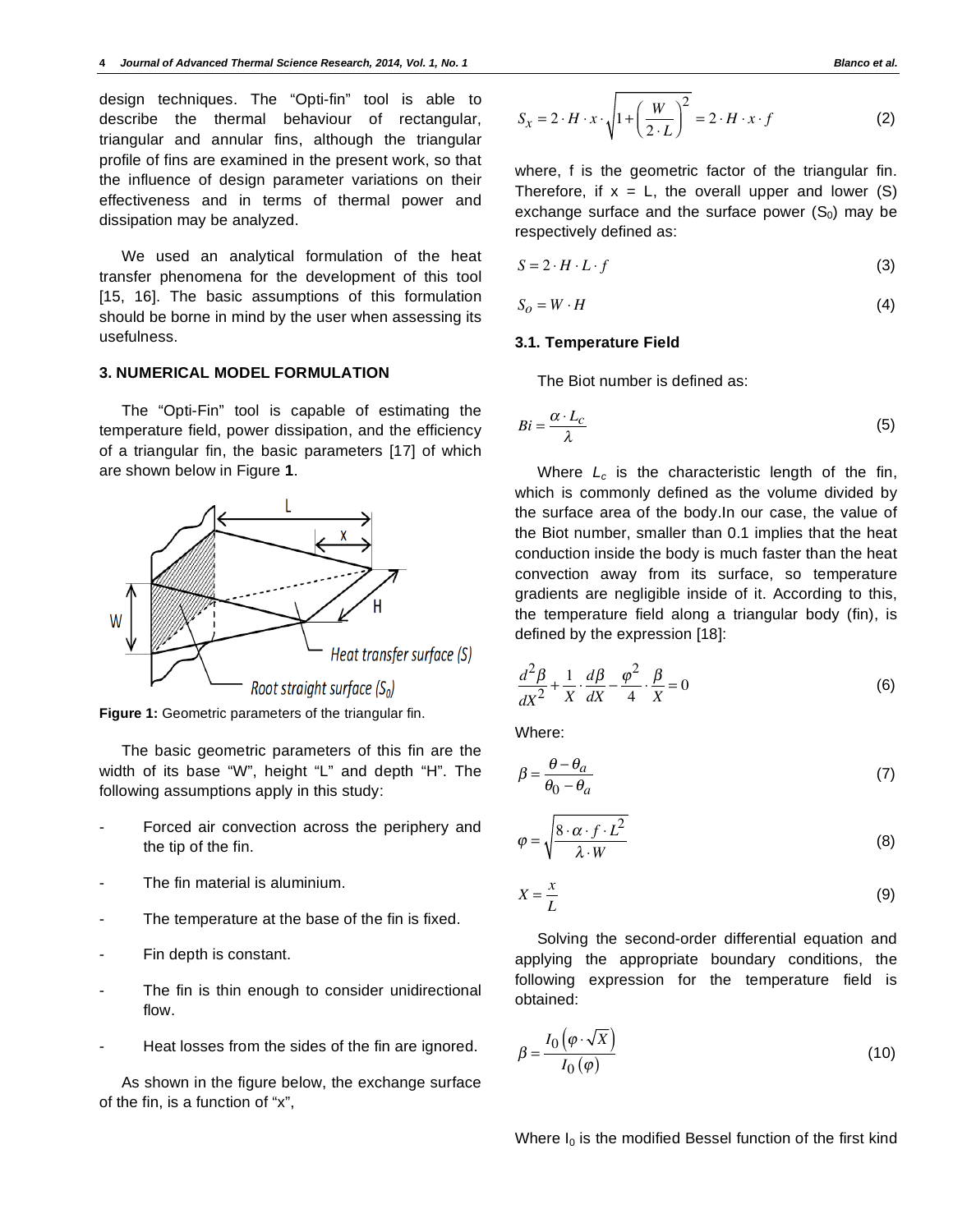design techniques. The "Opti-fin" tool is able to describe the thermal behaviour of rectangular, triangular and annular fins, although the triangular profile of fins are examined in the present work, so that the influence of design parameter variations on their effectiveness and in terms of thermal power and dissipation may be analyzed.

We used an analytical formulation of the heat transfer phenomena for the development of this tool [15, 16]. The basic assumptions of this formulation should be borne in mind by the user when assessing its usefulness.

### 3. NUMERICAL MODEL FORMULATION

The "Opti-Fin" tool is capable of estimating the temperature field, power dissipation, and the efficiency of a triangular fin, the basic parameters [17] of which are shown below in Figure **1**.

**Figure 1:** Geometric parameters of the triangular fin.

The basic geometric parameters of this fin are the width of its base "W", height "L" and depth "H". The following assumptions apply in this study:

- Forced air convection across the periphery and the tip of the fin.
- The fin material is aluminium.
- The temperature at the base of the fin is fixed.
- Fin depth is constant.
- The fin is thin enough to consider unidirectional flow.
- Heat losses from the sides of the fin are ignored.

As shown in the figure below, the exchange surface of the fin, is a function of "x",

$$S_x = 2 \cdot H \cdot x \cdot \sqrt{1 + \left(\frac{W}{2 \cdot L}\right)^2} = 2 \cdot H \cdot x \cdot f \tag{2}$$

where, f is the geometric factor of the triangular fin. Therefore, if x = L, the overall upper and lower (S) exchange surface and the surface power ($S_0$) may be respectively defined as:

$$S = 2 \cdot H \cdot L \cdot f \tag{3}$$

$$S_o = W \cdot H \tag{4}$$

#### 3.1. Temperature Field

The Biot number is defined as:

$$Bi = \frac{\alpha \cdot L_c}{\lambda} \tag{5}$$

Where $L_c$ is the characteristic length of the fin, which is commonly defined as the volume divided by the surface area of the body.In our case, the value of the Biot number, smaller than 0.1 implies that the heat conduction inside the body is much faster than the heat convection away from its surface, so temperature gradients are negligible inside of it. According to this, the temperature field along a triangular body (fin), is defined by the expression [18]:

$$\frac{d^2\beta}{dX^2} + \frac{1}{X} \cdot \frac{d\beta}{dX} - \frac{\varphi^2}{4} \cdot \frac{\beta}{X} = 0 \tag{6}$$

Where:

$$\beta = \frac{\theta - \theta_a}{\theta_0 - \theta_a} \tag{7}$$

$$\varphi = \sqrt{\frac{8 \cdot \alpha \cdot f \cdot L^2}{\lambda \cdot W}} \tag{8}$$

$$X = \frac{x}{L} \tag{9}$$

Solving the second-order differential equation and applying the appropriate boundary conditions, the following expression for the temperature field is obtained:

$$\beta = \frac{I_0\left(\varphi \cdot \sqrt{X}\right)}{I_0(\varphi)} \tag{10}$$

Where $I_0$ is the modified Bessel function of the first kind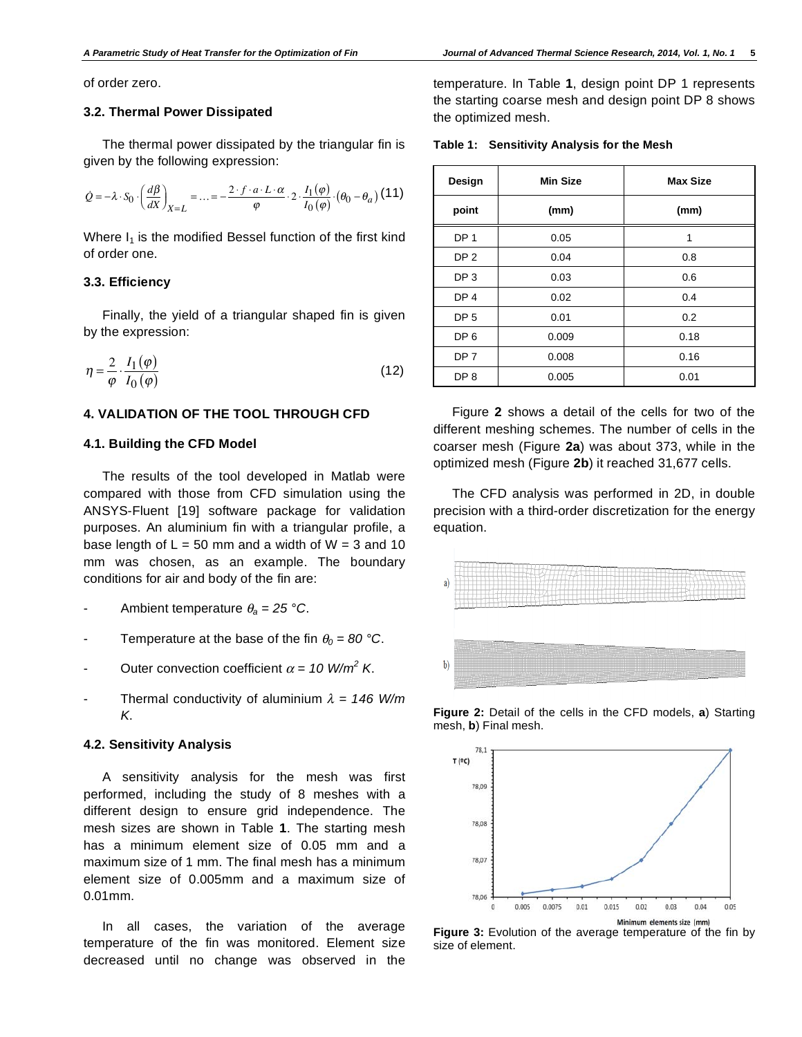of order zero.

### 3.2. Thermal Power Dissipated

The thermal power dissipated by the triangular fin is given by the following expression:

$$\dot{Q} = -\lambda \cdot S_0 \cdot \left(\frac{d\beta}{dX}\right)_{X=L} = \ldots = -\frac{2 \cdot f \cdot a \cdot L \cdot \alpha}{\varphi} \cdot 2 \cdot \frac{I_1(\varphi)}{I_0(\varphi)} \cdot (\theta_0 - \theta_a) \quad (11)$$

Where $I_1$ is the modified Bessel function of the first kind of order one.

### 3.3. Efficiency

Finally, the yield of a triangular shaped fin is given by the expression:

$$\eta = \frac{2}{\varphi} \cdot \frac{I_1(\varphi)}{I_0(\varphi)} \quad (12)$$

## 4. VALIDATION OF THE TOOL THROUGH CFD

### 4.1. Building the CFD Model

The results of the tool developed in Matlab were compared with those from CFD simulation using the ANSYS-Fluent [19] software package for validation purposes. An aluminium fin with a triangular profile, a base length of L = 50 mm and a width of W = 3 and 10 mm was chosen, as an example. The boundary conditions for air and body of the fin are:

- Ambient temperature $\theta_a = 25$ °C.
- Temperature at the base of the fin $\theta_0 = 80$ °C.
- Outer convection coefficient $\alpha = 10$ W/m$^2$ K.
- Thermal conductivity of aluminium $\lambda = 146$ W/m K.

### 4.2. Sensitivity Analysis

A sensitivity analysis for the mesh was first performed, including the study of 8 meshes with a different design to ensure grid independence. The mesh sizes are shown in Table **1**. The starting mesh has a minimum element size of 0.05 mm and a maximum size of 1 mm. The final mesh has a minimum element size of 0.005mm and a maximum size of 0.01mm.

In all cases, the variation of the average temperature of the fin was monitored. Element size decreased until no change was observed in the temperature. In Table **1**, design point DP 1 represents the starting coarse mesh and design point DP 8 shows the optimized mesh.

**Table 1: Sensitivity Analysis for the Mesh**

| Design point | Min Size (mm) | Max Size (mm) |
|---|---|---|
| DP 1 | 0.05 | 1 |
| DP 2 | 0.04 | 0.8 |
| DP 3 | 0.03 | 0.6 |
| DP 4 | 0.02 | 0.4 |
| DP 5 | 0.01 | 0.2 |
| DP 6 | 0.009 | 0.18 |
| DP 7 | 0.008 | 0.16 |
| DP 8 | 0.005 | 0.01 |

Figure **2** shows a detail of the cells for two of the different meshing schemes. The number of cells in the coarser mesh (Figure **2a**) was about 373, while in the optimized mesh (Figure **2b**) it reached 31,677 cells.

The CFD analysis was performed in 2D, in double precision with a third-order discretization for the energy equation.

**Figure 2:** Detail of the cells in the CFD models, **a**) Starting mesh, **b**) Final mesh.

**Figure 3:** Evolution of the average temperature of the fin by size of element.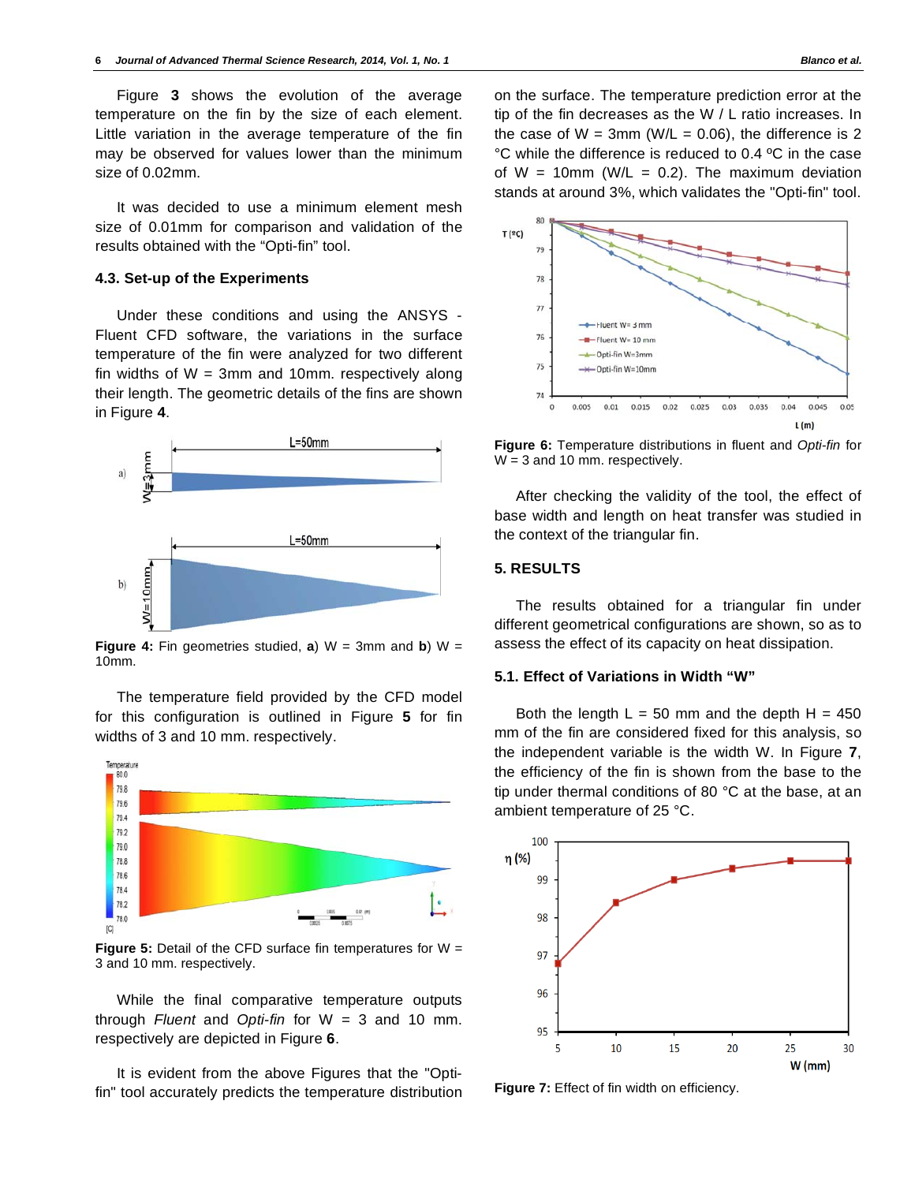Figure **3** shows the evolution of the average temperature on the fin by the size of each element. Little variation in the average temperature of the fin may be observed for values lower than the minimum size of 0.02mm.

It was decided to use a minimum element mesh size of 0.01mm for comparison and validation of the results obtained with the "Opti-fin" tool.

### 4.3. Set-up of the Experiments

Under these conditions and using the ANSYS - Fluent CFD software, the variations in the surface temperature of the fin were analyzed for two different fin widths of W = 3mm and 10mm. respectively along their length. The geometric details of the fins are shown in Figure **4**.

**Figure 4:** Fin geometries studied, **a**) W = 3mm and **b**) W = 10mm.

The temperature field provided by the CFD model for this configuration is outlined in Figure **5** for fin widths of 3 and 10 mm. respectively.

**Figure 5:** Detail of the CFD surface fin temperatures for W = 3 and 10 mm. respectively.

While the final comparative temperature outputs through *Fluent* and *Opti-fin* for W = 3 and 10 mm. respectively are depicted in Figure **6**.

It is evident from the above Figures that the "Opti-fin" tool accurately predicts the temperature distribution on the surface. The temperature prediction error at the tip of the fin decreases as the W / L ratio increases. In the case of W = 3mm (W/L = 0.06), the difference is 2 °C while the difference is reduced to 0.4 ºC in the case of W = 10mm (W/L = 0.2). The maximum deviation stands at around 3%, which validates the "Opti-fin" tool.

**Figure 6:** Temperature distributions in fluent and *Opti-fin* for W = 3 and 10 mm. respectively.

After checking the validity of the tool, the effect of base width and length on heat transfer was studied in the context of the triangular fin.

## 5. RESULTS

The results obtained for a triangular fin under different geometrical configurations are shown, so as to assess the effect of its capacity on heat dissipation.

### 5.1. Effect of Variations in Width "W"

Both the length L = 50 mm and the depth H = 450 mm of the fin are considered fixed for this analysis, so the independent variable is the width W. In Figure **7**, the efficiency of the fin is shown from the base to the tip under thermal conditions of 80 °C at the base, at an ambient temperature of 25 °C.

**Figure 7:** Effect of fin width on efficiency.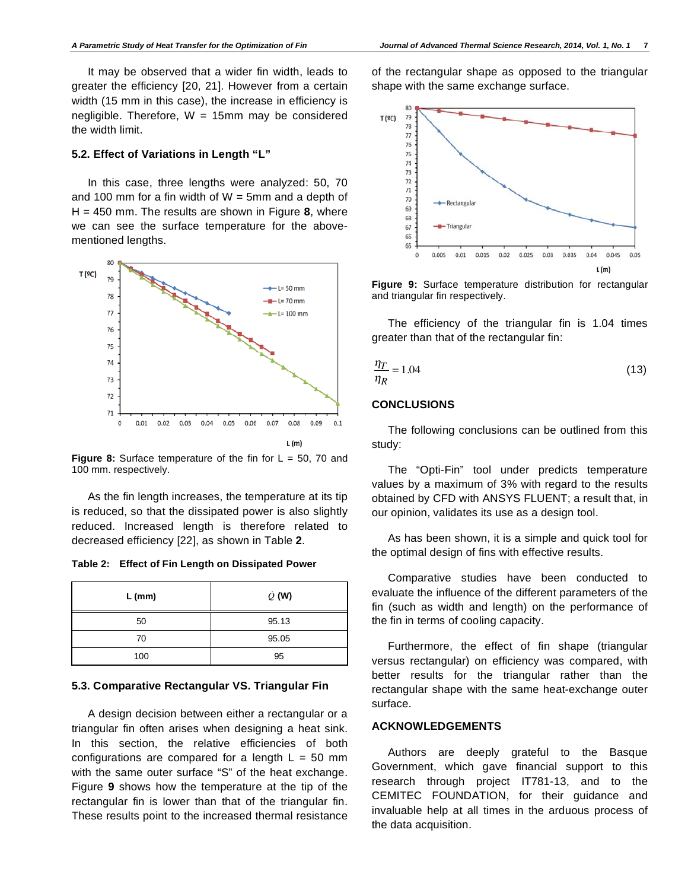It may be observed that a wider fin width, leads to greater the efficiency [20, 21]. However from a certain width (15 mm in this case), the increase in efficiency is negligible. Therefore, W = 15mm may be considered the width limit.

### 5.2. Effect of Variations in Length "L"

In this case, three lengths were analyzed: 50, 70 and 100 mm for a fin width of W = 5mm and a depth of H = 450 mm. The results are shown in Figure **8**, where we can see the surface temperature for the above-mentioned lengths.

**Figure 8:** Surface temperature of the fin for L = 50, 70 and 100 mm. respectively.

As the fin length increases, the temperature at its tip is reduced, so that the dissipated power is also slightly reduced. Increased length is therefore related to decreased efficiency [22], as shown in Table **2**.

**Table 2: Effect of Fin Length on Dissipated Power**

| L (mm) | $\dot{Q}$ (W) |
|---|---|
| 50 | 95.13 |
| 70 | 95.05 |
| 100 | 95 |

### 5.3. Comparative Rectangular VS. Triangular Fin

A design decision between either a rectangular or a triangular fin often arises when designing a heat sink. In this section, the relative efficiencies of both configurations are compared for a length L = 50 mm with the same outer surface "S" of the heat exchange. Figure **9** shows how the temperature at the tip of the rectangular fin is lower than that of the triangular fin. These results point to the increased thermal resistance of the rectangular shape as opposed to the triangular shape with the same exchange surface.

**Figure 9:** Surface temperature distribution for rectangular and triangular fin respectively.

The efficiency of the triangular fin is 1.04 times greater than that of the rectangular fin:

$$\frac{\eta_T}{\eta_R} = 1.04 \tag{13}$$

## CONCLUSIONS

The following conclusions can be outlined from this study:

The "Opti-Fin" tool under predicts temperature values by a maximum of 3% with regard to the results obtained by CFD with ANSYS FLUENT; a result that, in our opinion, validates its use as a design tool.

As has been shown, it is a simple and quick tool for the optimal design of fins with effective results.

Comparative studies have been conducted to evaluate the influence of the different parameters of the fin (such as width and length) on the performance of the fin in terms of cooling capacity.

Furthermore, the effect of fin shape (triangular versus rectangular) on efficiency was compared, with better results for the triangular rather than the rectangular shape with the same heat-exchange outer surface.

## ACKNOWLEDGEMENTS

Authors are deeply grateful to the Basque Government, which gave financial support to this research through project IT781-13, and to the CEMITEC FOUNDATION, for their guidance and invaluable help at all times in the arduous process of the data acquisition.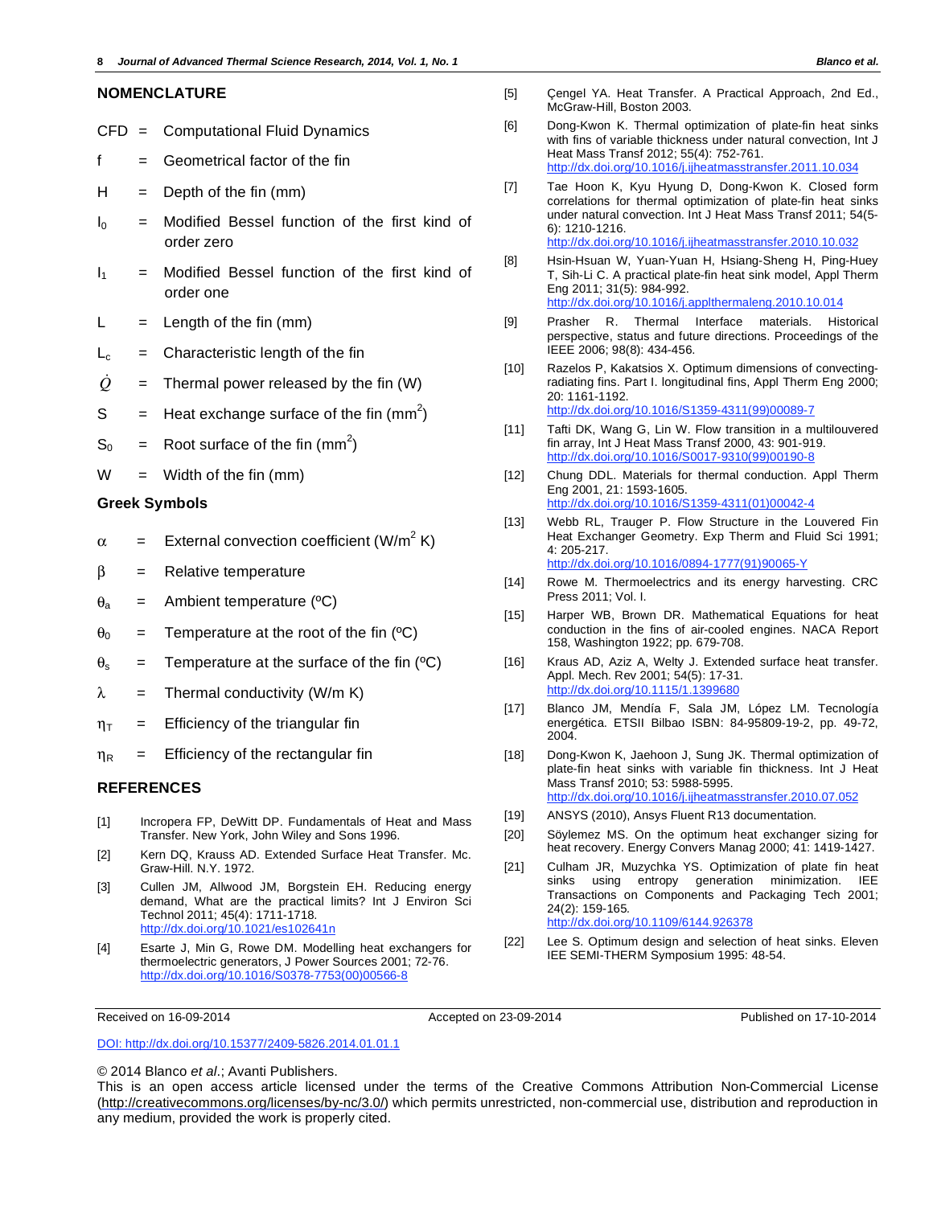## NOMENCLATURE

CFD = Computational Fluid Dynamics

f = Geometrical factor of the fin

H = Depth of the fin (mm)

$I_0$ = Modified Bessel function of the first kind of order zero

$I_1$ = Modified Bessel function of the first kind of order one

L = Length of the fin (mm)

$L_c$ = Characteristic length of the fin

$\dot{Q}$ = Thermal power released by the fin (W)

S = Heat exchange surface of the fin ($mm^2$)

$S_0$ = Root surface of the fin ($mm^2$)

W = Width of the fin (mm)

### Greek Symbols

$\alpha$ = External convection coefficient ($W/m^2$ K)

$\beta$ = Relative temperature

$\theta_a$ = Ambient temperature (ºC)

$\theta_0$ = Temperature at the root of the fin (ºC)

$\theta_s$ = Temperature at the surface of the fin (ºC)

$\lambda$ = Thermal conductivity (W/m K)

$\eta_T$ = Efficiency of the triangular fin

$\eta_R$ = Efficiency of the rectangular fin

## REFERENCES

[1] Incropera FP, DeWitt DP. Fundamentals of Heat and Mass Transfer. New York, John Wiley and Sons 1996.

[2] Kern DQ, Krauss AD. Extended Surface Heat Transfer. Mc. Graw-Hill. N.Y. 1972.

[3] Cullen JM, Allwood JM, Borgstein EH. Reducing energy demand, What are the practical limits? Int J Environ Sci Technol 2011; 45(4): 1711-1718. http://dx.doi.org/10.1021/es102641n

[4] Esarte J, Min G, Rowe DM. Modelling heat exchangers for thermoelectric generators, J Power Sources 2001; 72-76. http://dx.doi.org/10.1016/S0378-7753(00)00566-8

[5] Çengel YA. Heat Transfer. A Practical Approach, 2nd Ed., McGraw-Hill, Boston 2003.

[6] Dong-Kwon K. Thermal optimization of plate-fin heat sinks with fins of variable thickness under natural convection, Int J Heat Mass Transf 2012; 55(4): 752-761. http://dx.doi.org/10.1016/j.ijheatmasstransfer.2011.10.034

[7] Tae Hoon K, Kyu Hyung D, Dong-Kwon K. Closed form correlations for thermal optimization of plate-fin heat sinks under natural convection. Int J Heat Mass Transf 2011; 54(5-6): 1210-1216. http://dx.doi.org/10.1016/j.ijheatmasstransfer.2010.10.032

[8] Hsin-Hsuan W, Yuan-Yuan H, Hsiang-Sheng H, Ping-Huey T, Sih-Li C. A practical plate-fin heat sink model, Appl Therm Eng 2011; 31(5): 984-992. http://dx.doi.org/10.1016/j.applthermaleng.2010.10.014

[9] Prasher R. Thermal Interface materials. Historical perspective, status and future directions. Proceedings of the IEEE 2006; 98(8): 434-456.

[10] Razelos P, Kakatsios X. Optimum dimensions of convecting-radiating fins. Part I. longitudinal fins, Appl Therm Eng 2000; 20: 1161-1192. http://dx.doi.org/10.1016/S1359-4311(99)00089-7

[11] Tafti DK, Wang G, Lin W. Flow transition in a multilouvered fin array, Int J Heat Mass Transf 2000, 43: 901-919. http://dx.doi.org/10.1016/S0017-9310(99)00190-8

[12] Chung DDL. Materials for thermal conduction. Appl Therm Eng 2001, 21: 1593-1605. http://dx.doi.org/10.1016/S1359-4311(01)00042-4

[13] Webb RL, Trauger P. Flow Structure in the Louvered Fin Heat Exchanger Geometry. Exp Therm and Fluid Sci 1991; 4: 205-217. http://dx.doi.org/10.1016/0894-1777(91)90065-Y

[14] Rowe M. Thermoelectrics and its energy harvesting. CRC Press 2011; Vol. I.

[15] Harper WB, Brown DR. Mathematical Equations for heat conduction in the fins of air-cooled engines. NACA Report 158, Washington 1922; pp. 679-708.

[16] Kraus AD, Aziz A, Welty J. Extended surface heat transfer. Appl. Mech. Rev 2001; 54(5): 17-31. http://dx.doi.org/10.1115/1.1399680

[17] Blanco JM, Mendía F, Sala JM, López LM. Tecnología energética. ETSII Bilbao ISBN: 84-95809-19-2, pp. 49-72, 2004.

[18] Dong-Kwon K, Jaehoon J, Sung JK. Thermal optimization of plate-fin heat sinks with variable fin thickness. Int J Heat Mass Transf 2010; 53: 5988-5995. http://dx.doi.org/10.1016/j.ijheatmasstransfer.2010.07.052

[19] ANSYS (2010), Ansys Fluent R13 documentation.

[20] Söylemez MS. On the optimum heat exchanger sizing for heat recovery. Energy Convers Manag 2000; 41: 1419-1427.

[21] Culham JR, Muzychka YS. Optimization of plate fin heat sinks using entropy generation minimization. IEE Transactions on Components and Packaging Tech 2001; 24(2): 159-165. http://dx.doi.org/10.1109/6144.926378

[22] Lee S. Optimum design and selection of heat sinks. Eleven IEEE SEMI-THERM Symposium 1995: 48-54.

Received on 16-09-2014 Accepted on 23-09-2014 Published on 17-10-2014

DOI: http://dx.doi.org/10.15377/2409-5826.2014.01.01.1

© 2014 Blanco *et al*.; Avanti Publishers.

This is an open access article licensed under the terms of the Creative Commons Attribution Non-Commercial License (http://creativecommons.org/licenses/by-nc/3.0/) which permits unrestricted, non-commercial use, distribution and reproduction in any medium, provided the work is properly cited.